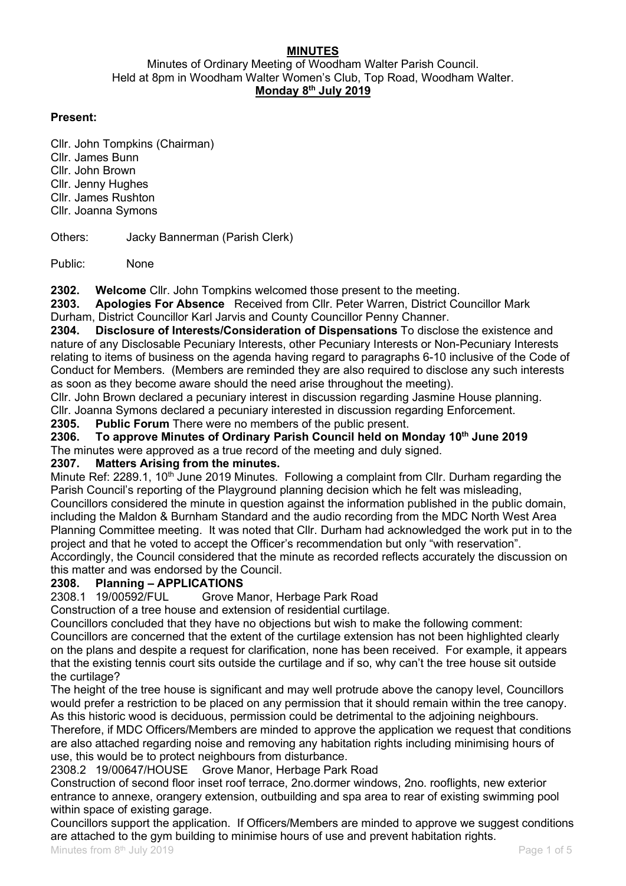# MINUTES

Minutes of Ordinary Meeting of Woodham Walter Parish Council.
Held at 8pm in Woodham Walter Women's Club, Top Road, Woodham Walter.
**Monday 8th July 2019**

**Present:**

Cllr. John Tompkins (Chairman)
Cllr. James Bunn
Cllr. John Brown
Cllr. Jenny Hughes
Cllr. James Rushton
Cllr. Joanna Symons

Others: Jacky Bannerman (Parish Clerk)

Public: None

**2302. Welcome** Cllr. John Tompkins welcomed those present to the meeting.

**2303. Apologies For Absence** Received from Cllr. Peter Warren, District Councillor Mark Durham, District Councillor Karl Jarvis and County Councillor Penny Channer.

**2304. Disclosure of Interests/Consideration of Dispensations** To disclose the existence and nature of any Disclosable Pecuniary Interests, other Pecuniary Interests or Non-Pecuniary Interests relating to items of business on the agenda having regard to paragraphs 6-10 inclusive of the Code of Conduct for Members. (Members are reminded they are also required to disclose any such interests as soon as they become aware should the need arise throughout the meeting).

Cllr. John Brown declared a pecuniary interest in discussion regarding Jasmine House planning.
Cllr. Joanna Symons declared a pecuniary interested in discussion regarding Enforcement.

**2305. Public Forum** There were no members of the public present.

**2306. To approve Minutes of Ordinary Parish Council held on Monday 10th June 2019**

The minutes were approved as a true record of the meeting and duly signed.

**2307. Matters Arising from the minutes.**

Minute Ref: 2289.1, 10th June 2019 Minutes. Following a complaint from Cllr. Durham regarding the Parish Council's reporting of the Playground planning decision which he felt was misleading, Councillors considered the minute in question against the information published in the public domain, including the Maldon & Burnham Standard and the audio recording from the MDC North West Area Planning Committee meeting. It was noted that Cllr. Durham had acknowledged the work put in to the project and that he voted to accept the Officer's recommendation but only "with reservation". Accordingly, the Council considered that the minute as recorded reflects accurately the discussion on this matter and was endorsed by the Council.

**2308. Planning – APPLICATIONS**

2308.1 19/00592/FUL Grove Manor, Herbage Park Road

Construction of a tree house and extension of residential curtilage.

Councillors concluded that they have no objections but wish to make the following comment:
Councillors are concerned that the extent of the curtilage extension has not been highlighted clearly on the plans and despite a request for clarification, none has been received. For example, it appears that the existing tennis court sits outside the curtilage and if so, why can't the tree house sit outside the curtilage?

The height of the tree house is significant and may well protrude above the canopy level, Councillors would prefer a restriction to be placed on any permission that it should remain within the tree canopy. As this historic wood is deciduous, permission could be detrimental to the adjoining neighbours. Therefore, if MDC Officers/Members are minded to approve the application we request that conditions are also attached regarding noise and removing any habitation rights including minimising hours of use, this would be to protect neighbours from disturbance.

2308.2 19/00647/HOUSE Grove Manor, Herbage Park Road

Construction of second floor inset roof terrace, 2no.dormer windows, 2no. rooflights, new exterior entrance to annexe, orangery extension, outbuilding and spa area to rear of existing swimming pool within space of existing garage.

Councillors support the application. If Officers/Members are minded to approve we suggest conditions are attached to the gym building to minimise hours of use and prevent habitation rights.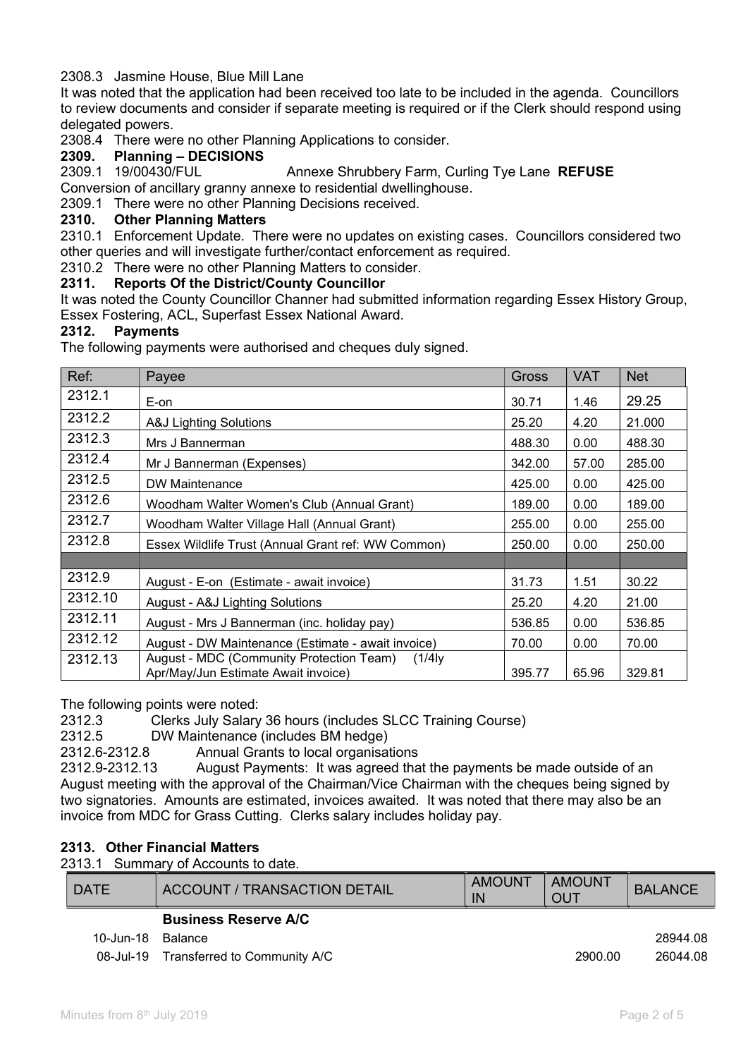2308.3 Jasmine House, Blue Mill Lane

It was noted that the application had been received too late to be included in the agenda. Councillors to review documents and consider if separate meeting is required or if the Clerk should respond using delegated powers.

2308.4 There were no other Planning Applications to consider.

### 2309. Planning – DECISIONS

2309.1 19/00430/FUL Annexe Shrubbery Farm, Curling Tye Lane **REFUSE**

Conversion of ancillary granny annexe to residential dwellinghouse.

2309.1 There were no other Planning Decisions received.

### 2310. Other Planning Matters

2310.1 Enforcement Update. There were no updates on existing cases. Councillors considered two other queries and will investigate further/contact enforcement as required.

2310.2 There were no other Planning Matters to consider.

### 2311. Reports Of the District/County Councillor

It was noted the County Councillor Channer had submitted information regarding Essex History Group, Essex Fostering, ACL, Superfast Essex National Award.

### 2312. Payments

The following payments were authorised and cheques duly signed.

| Ref: | Payee | Gross | VAT | Net |
|---|---|---|---|---|
| 2312.1 | E-on | 30.71 | 1.46 | 29.25 |
| 2312.2 | A&J Lighting Solutions | 25.20 | 4.20 | 21.000 |
| 2312.3 | Mrs J Bannerman | 488.30 | 0.00 | 488.30 |
| 2312.4 | Mr J Bannerman (Expenses) | 342.00 | 57.00 | 285.00 |
| 2312.5 | DW Maintenance | 425.00 | 0.00 | 425.00 |
| 2312.6 | Woodham Walter Women's Club (Annual Grant) | 189.00 | 0.00 | 189.00 |
| 2312.7 | Woodham Walter Village Hall (Annual Grant) | 255.00 | 0.00 | 255.00 |
| 2312.8 | Essex Wildlife Trust (Annual Grant ref: WW Common) | 250.00 | 0.00 | 250.00 |
| | | | | |
| 2312.9 | August - E-on (Estimate - await invoice) | 31.73 | 1.51 | 30.22 |
| 2312.10 | August - A&J Lighting Solutions | 25.20 | 4.20 | 21.00 |
| 2312.11 | August - Mrs J Bannerman (inc. holiday pay) | 536.85 | 0.00 | 536.85 |
| 2312.12 | August - DW Maintenance (Estimate - await invoice) | 70.00 | 0.00 | 70.00 |
| 2312.13 | August - MDC (Community Protection Team) (1/4ly Apr/May/Jun Estimate Await invoice) | 395.77 | 65.96 | 329.81 |

The following points were noted:

2312.3 Clerks July Salary 36 hours (includes SLCC Training Course)

2312.5 DW Maintenance (includes BM hedge)

2312.6-2312.8 Annual Grants to local organisations

2312.9-2312.13 August Payments: It was agreed that the payments be made outside of an August meeting with the approval of the Chairman/Vice Chairman with the cheques being signed by two signatories. Amounts are estimated, invoices awaited. It was noted that there may also be an invoice from MDC for Grass Cutting. Clerks salary includes holiday pay.

### 2313. Other Financial Matters

2313.1 Summary of Accounts to date.

| DATE | ACCOUNT / TRANSACTION DETAIL | AMOUNT IN | AMOUNT OUT | BALANCE |
|---|---|---|---|---|
| | **Business Reserve A/C** | | | |
| 10-Jun-18 | Balance | | | 28944.08 |
| 08-Jul-19 | Transferred to Community A/C | | 2900.00 | 26044.08 |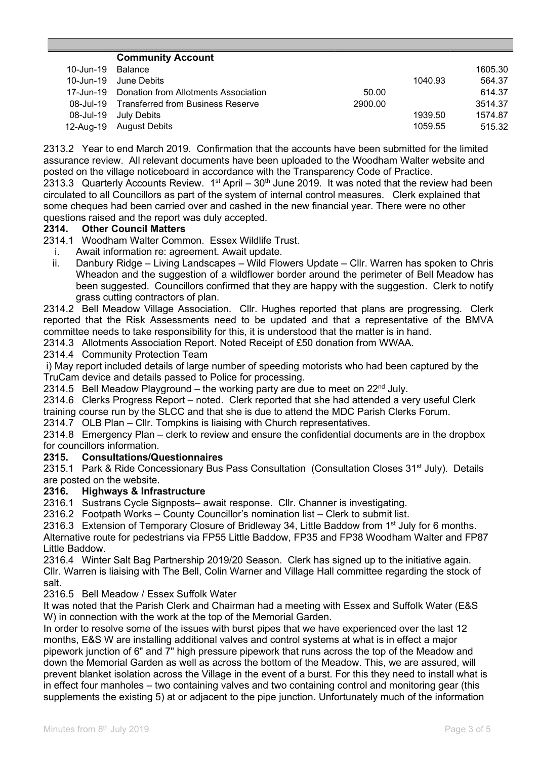| | Community Account | | | |
|---|---|---|---|---|
| 10-Jun-19 | Balance | | | 1605.30 |
| 10-Jun-19 | June Debits | | 1040.93 | 564.37 |
| 17-Jun-19 | Donation from Allotments Association | 50.00 | | 614.37 |
| 08-Jul-19 | Transferred from Business Reserve | 2900.00 | | 3514.37 |
| 08-Jul-19 | July Debits | | 1939.50 | 1574.87 |
| 12-Aug-19 | August Debits | | 1059.55 | 515.32 |

2313.2 Year to end March 2019. Confirmation that the accounts have been submitted for the limited assurance review. All relevant documents have been uploaded to the Woodham Walter website and posted on the village noticeboard in accordance with the Transparency Code of Practice.

2313.3 Quarterly Accounts Review. 1st April – 30th June 2019. It was noted that the review had been circulated to all Councillors as part of the system of internal control measures. Clerk explained that some cheques had been carried over and cashed in the new financial year. There were no other questions raised and the report was duly accepted.

**2314. Other Council Matters**

2314.1 Woodham Walter Common. Essex Wildlife Trust.

i. Await information re: agreement. Await update.
ii. Danbury Ridge – Living Landscapes – Wild Flowers Update – Cllr. Warren has spoken to Chris Wheadon and the suggestion of a wildflower border around the perimeter of Bell Meadow has been suggested. Councillors confirmed that they are happy with the suggestion. Clerk to notify grass cutting contractors of plan.

2314.2 Bell Meadow Village Association. Cllr. Hughes reported that plans are progressing. Clerk reported that the Risk Assessments need to be updated and that a representative of the BMVA committee needs to take responsibility for this, it is understood that the matter is in hand.

2314.3 Allotments Association Report. Noted Receipt of £50 donation from WWAA.

2314.4 Community Protection Team

i) May report included details of large number of speeding motorists who had been captured by the TruCam device and details passed to Police for processing.

2314.5 Bell Meadow Playground – the working party are due to meet on 22nd July.

2314.6 Clerks Progress Report – noted. Clerk reported that she had attended a very useful Clerk training course run by the SLCC and that she is due to attend the MDC Parish Clerks Forum.

2314.7 OLB Plan – Cllr. Tompkins is liaising with Church representatives.

2314.8 Emergency Plan – clerk to review and ensure the confidential documents are in the dropbox for councillors information.

**2315. Consultations/Questionnaires**

2315.1 Park & Ride Concessionary Bus Pass Consultation (Consultation Closes 31st July). Details are posted on the website.

**2316. Highways & Infrastructure**

2316.1 Sustrans Cycle Signposts– await response. Cllr. Channer is investigating.

2316.2 Footpath Works – County Councillor's nomination list – Clerk to submit list.

2316.3 Extension of Temporary Closure of Bridleway 34, Little Baddow from 1st July for 6 months. Alternative route for pedestrians via FP55 Little Baddow, FP35 and FP38 Woodham Walter and FP87 Little Baddow.

2316.4 Winter Salt Bag Partnership 2019/20 Season. Clerk has signed up to the initiative again. Cllr. Warren is liaising with The Bell, Colin Warner and Village Hall committee regarding the stock of salt.

2316.5 Bell Meadow / Essex Suffolk Water

It was noted that the Parish Clerk and Chairman had a meeting with Essex and Suffolk Water (E&S W) in connection with the work at the top of the Memorial Garden.

In order to resolve some of the issues with burst pipes that we have experienced over the last 12 months, E&S W are installing additional valves and control systems at what is in effect a major pipework junction of 6" and 7" high pressure pipework that runs across the top of the Meadow and down the Memorial Garden as well as across the bottom of the Meadow. This, we are assured, will prevent blanket isolation across the Village in the event of a burst. For this they need to install what is in effect four manholes – two containing valves and two containing control and monitoring gear (this supplements the existing 5) at or adjacent to the pipe junction. Unfortunately much of the information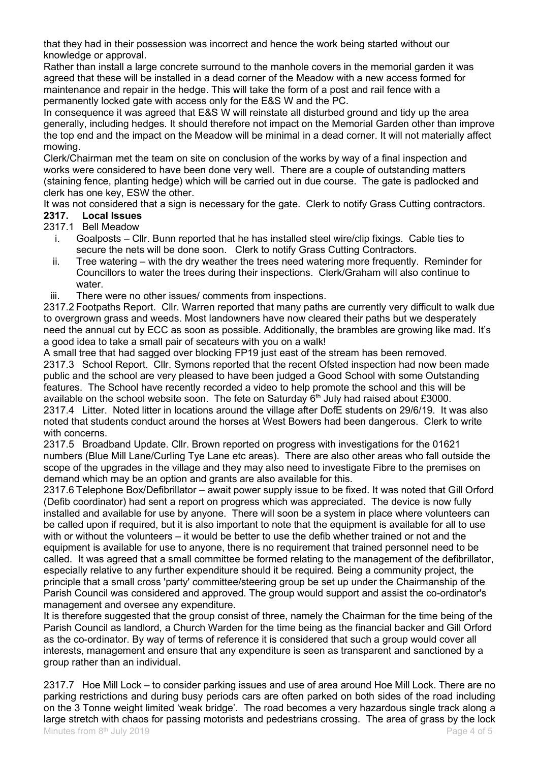that they had in their possession was incorrect and hence the work being started without our knowledge or approval.

Rather than install a large concrete surround to the manhole covers in the memorial garden it was agreed that these will be installed in a dead corner of the Meadow with a new access formed for maintenance and repair in the hedge. This will take the form of a post and rail fence with a permanently locked gate with access only for the E&S W and the PC.

In consequence it was agreed that E&S W will reinstate all disturbed ground and tidy up the area generally, including hedges. It should therefore not impact on the Memorial Garden other than improve the top end and the impact on the Meadow will be minimal in a dead corner. It will not materially affect mowing.

Clerk/Chairman met the team on site on conclusion of the works by way of a final inspection and works were considered to have been done very well. There are a couple of outstanding matters (staining fence, planting hedge) which will be carried out in due course. The gate is padlocked and clerk has one key, ESW the other.

It was not considered that a sign is necessary for the gate. Clerk to notify Grass Cutting contractors.

**2317. Local Issues**

2317.1 Bell Meadow

i. Goalposts – Cllr. Bunn reported that he has installed steel wire/clip fixings. Cable ties to secure the nets will be done soon. Clerk to notify Grass Cutting Contractors.
ii. Tree watering – with the dry weather the trees need watering more frequently. Reminder for Councillors to water the trees during their inspections. Clerk/Graham will also continue to water.
iii. There were no other issues/ comments from inspections.

2317.2 Footpaths Report. Cllr. Warren reported that many paths are currently very difficult to walk due to overgrown grass and weeds. Most landowners have now cleared their paths but we desperately need the annual cut by ECC as soon as possible. Additionally, the brambles are growing like mad. It's a good idea to take a small pair of secateurs with you on a walk!

A small tree that had sagged over blocking FP19 just east of the stream has been removed.

2317.3 School Report. Cllr. Symons reported that the recent Ofsted inspection had now been made public and the school are very pleased to have been judged a Good School with some Outstanding features. The School have recently recorded a video to help promote the school and this will be available on the school website soon. The fete on Saturday 6th July had raised about £3000.

2317.4 Litter. Noted litter in locations around the village after DofE students on 29/6/19. It was also noted that students conduct around the horses at West Bowers had been dangerous. Clerk to write with concerns.

2317.5 Broadband Update. Cllr. Brown reported on progress with investigations for the 01621 numbers (Blue Mill Lane/Curling Tye Lane etc areas). There are also other areas who fall outside the scope of the upgrades in the village and they may also need to investigate Fibre to the premises on demand which may be an option and grants are also available for this.

2317.6 Telephone Box/Defibrillator – await power supply issue to be fixed. It was noted that Gill Orford (Defib coordinator) had sent a report on progress which was appreciated. The device is now fully installed and available for use by anyone. There will soon be a system in place where volunteers can be called upon if required, but it is also important to note that the equipment is available for all to use with or without the volunteers – it would be better to use the defib whether trained or not and the equipment is available for use to anyone, there is no requirement that trained personnel need to be called. It was agreed that a small committee be formed relating to the management of the defibrillator, especially relative to any further expenditure should it be required. Being a community project, the principle that a small cross 'party' committee/steering group be set up under the Chairmanship of the Parish Council was considered and approved. The group would support and assist the co-ordinator's management and oversee any expenditure.

It is therefore suggested that the group consist of three, namely the Chairman for the time being of the Parish Council as landlord, a Church Warden for the time being as the financial backer and Gill Orford as the co-ordinator. By way of terms of reference it is considered that such a group would cover all interests, management and ensure that any expenditure is seen as transparent and sanctioned by a group rather than an individual.

2317.7 Hoe Mill Lock – to consider parking issues and use of area around Hoe Mill Lock. There are no parking restrictions and during busy periods cars are often parked on both sides of the road including on the 3 Tonne weight limited 'weak bridge'. The road becomes a very hazardous single track along a large stretch with chaos for passing motorists and pedestrians crossing. The area of grass by the lock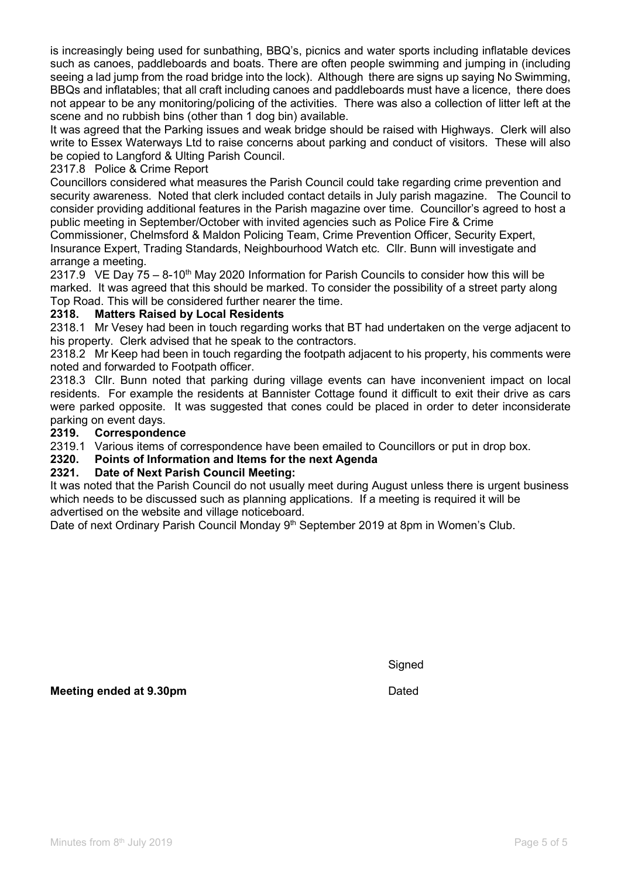is increasingly being used for sunbathing, BBQ's, picnics and water sports including inflatable devices such as canoes, paddleboards and boats. There are often people swimming and jumping in (including seeing a lad jump from the road bridge into the lock). Although there are signs up saying No Swimming, BBQs and inflatables; that all craft including canoes and paddleboards must have a licence, there does not appear to be any monitoring/policing of the activities. There was also a collection of litter left at the scene and no rubbish bins (other than 1 dog bin) available.

It was agreed that the Parking issues and weak bridge should be raised with Highways. Clerk will also write to Essex Waterways Ltd to raise concerns about parking and conduct of visitors. These will also be copied to Langford & Ulting Parish Council.

2317.8 Police & Crime Report

Councillors considered what measures the Parish Council could take regarding crime prevention and security awareness. Noted that clerk included contact details in July parish magazine. The Council to consider providing additional features in the Parish magazine over time. Councillor's agreed to host a public meeting in September/October with invited agencies such as Police Fire & Crime Commissioner, Chelmsford & Maldon Policing Team, Crime Prevention Officer, Security Expert, Insurance Expert, Trading Standards, Neighbourhood Watch etc. Cllr. Bunn will investigate and arrange a meeting.

2317.9 VE Day 75 – 8-10th May 2020 Information for Parish Councils to consider how this will be marked. It was agreed that this should be marked. To consider the possibility of a street party along Top Road. This will be considered further nearer the time.

**2318. Matters Raised by Local Residents**

2318.1 Mr Vesey had been in touch regarding works that BT had undertaken on the verge adjacent to his property. Clerk advised that he speak to the contractors.

2318.2 Mr Keep had been in touch regarding the footpath adjacent to his property, his comments were noted and forwarded to Footpath officer.

2318.3 Cllr. Bunn noted that parking during village events can have inconvenient impact on local residents. For example the residents at Bannister Cottage found it difficult to exit their drive as cars were parked opposite. It was suggested that cones could be placed in order to deter inconsiderate parking on event days.

**2319. Correspondence**

2319.1 Various items of correspondence have been emailed to Councillors or put in drop box.

**2320. Points of Information and Items for the next Agenda**

**2321. Date of Next Parish Council Meeting:**

It was noted that the Parish Council do not usually meet during August unless there is urgent business which needs to be discussed such as planning applications. If a meeting is required it will be advertised on the website and village noticeboard.

Date of next Ordinary Parish Council Monday 9th September 2019 at 8pm in Women's Club.

Signed

**Meeting ended at 9.30pm**

Dated